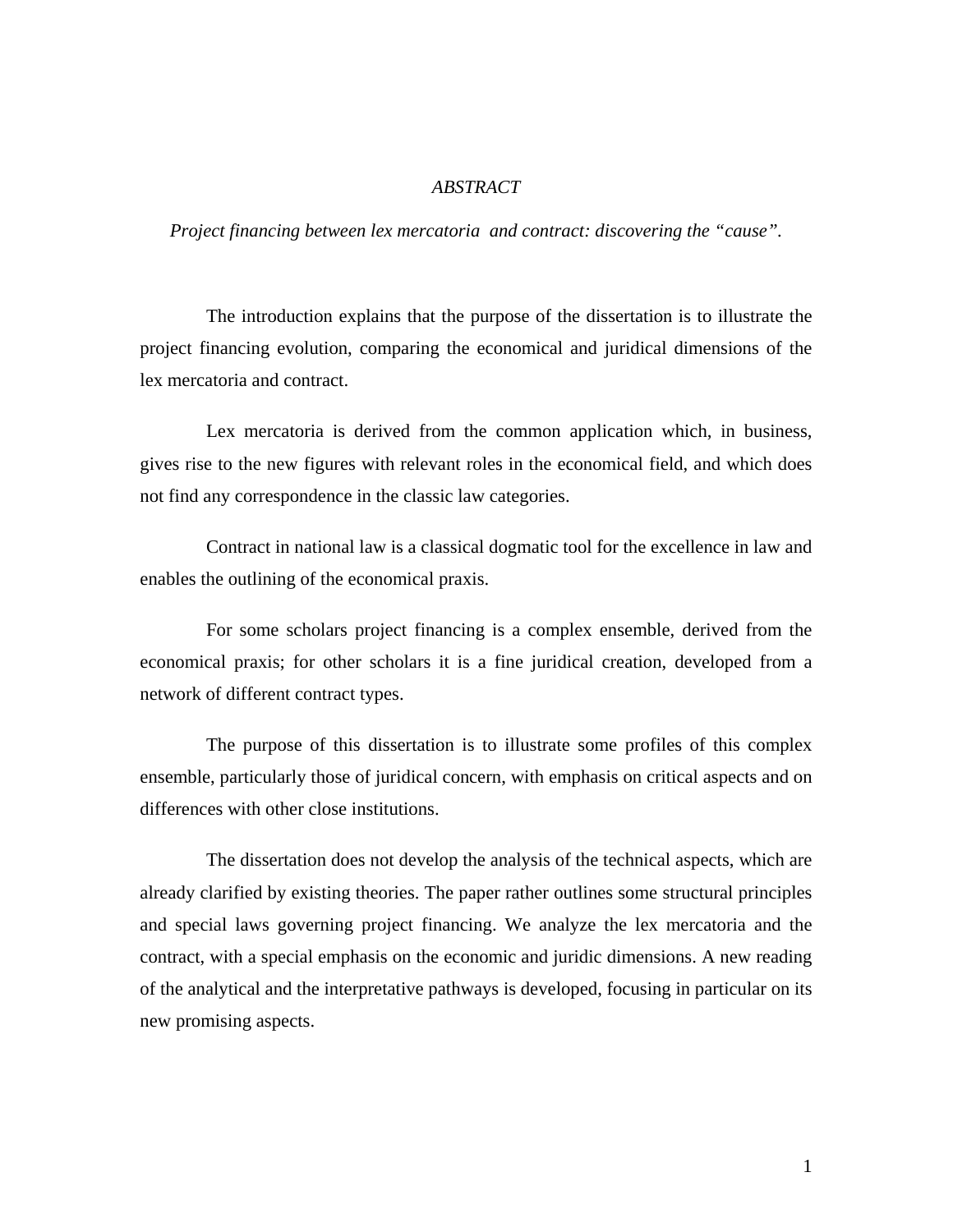# *ABSTRACT*

*Project financing between lex mercatoria and contract: discovering the "cause".*

The introduction explains that the purpose of the dissertation is to illustrate the project financing evolution, comparing the economical and juridical dimensions of the lex mercatoria and contract.

Lex mercatoria is derived from the common application which, in business, gives rise to the new figures with relevant roles in the economical field, and which does not find any correspondence in the classic law categories.

Contract in national law is a classical dogmatic tool for the excellence in law and enables the outlining of the economical praxis.

For some scholars project financing is a complex ensemble, derived from the economical praxis; for other scholars it is a fine juridical creation, developed from a network of different contract types.

The purpose of this dissertation is to illustrate some profiles of this complex ensemble, particularly those of juridical concern, with emphasis on critical aspects and on differences with other close institutions.

The dissertation does not develop the analysis of the technical aspects, which are already clarified by existing theories. The paper rather outlines some structural principles and special laws governing project financing. We analyze the lex mercatoria and the contract, with a special emphasis on the economic and juridic dimensions. A new reading of the analytical and the interpretative pathways is developed, focusing in particular on its new promising aspects.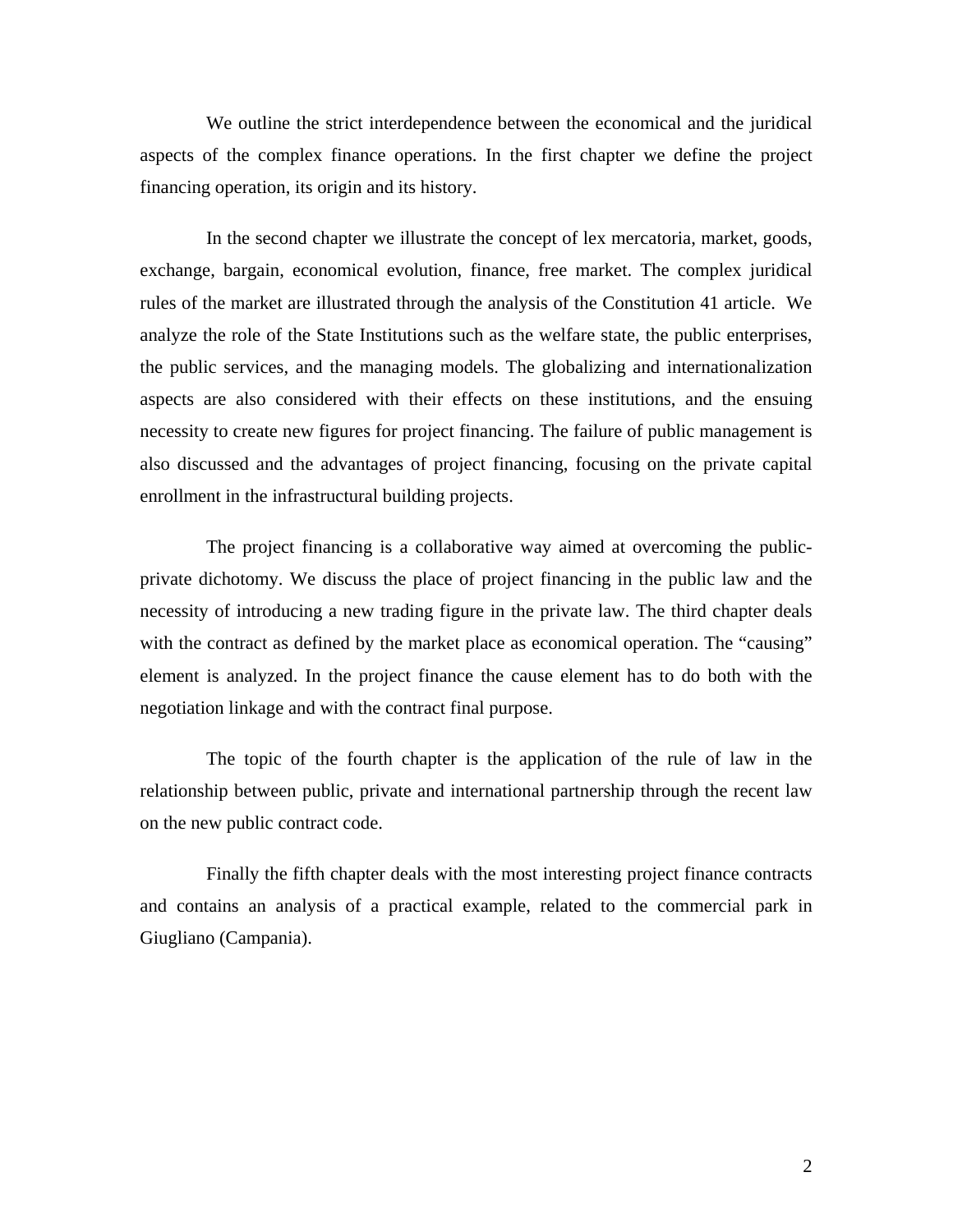We outline the strict interdependence between the economical and the juridical aspects of the complex finance operations. In the first chapter we define the project financing operation, its origin and its history.

In the second chapter we illustrate the concept of lex mercatoria, market, goods, exchange, bargain, economical evolution, finance, free market. The complex juridical rules of the market are illustrated through the analysis of the Constitution 41 article. We analyze the role of the State Institutions such as the welfare state, the public enterprises, the public services, and the managing models. The globalizing and internationalization aspects are also considered with their effects on these institutions, and the ensuing necessity to create new figures for project financing. The failure of public management is also discussed and the advantages of project financing, focusing on the private capital enrollment in the infrastructural building projects.

The project financing is a collaborative way aimed at overcoming the public-private dichotomy. We discuss the place of project financing in the public law and the necessity of introducing a new trading figure in the private law. The third chapter deals with the contract as defined by the market place as economical operation. The "causing" element is analyzed. In the project finance the cause element has to do both with the negotiation linkage and with the contract final purpose.

The topic of the fourth chapter is the application of the rule of law in the relationship between public, private and international partnership through the recent law on the new public contract code.

Finally the fifth chapter deals with the most interesting project finance contracts and contains an analysis of a practical example, related to the commercial park in Giugliano (Campania).